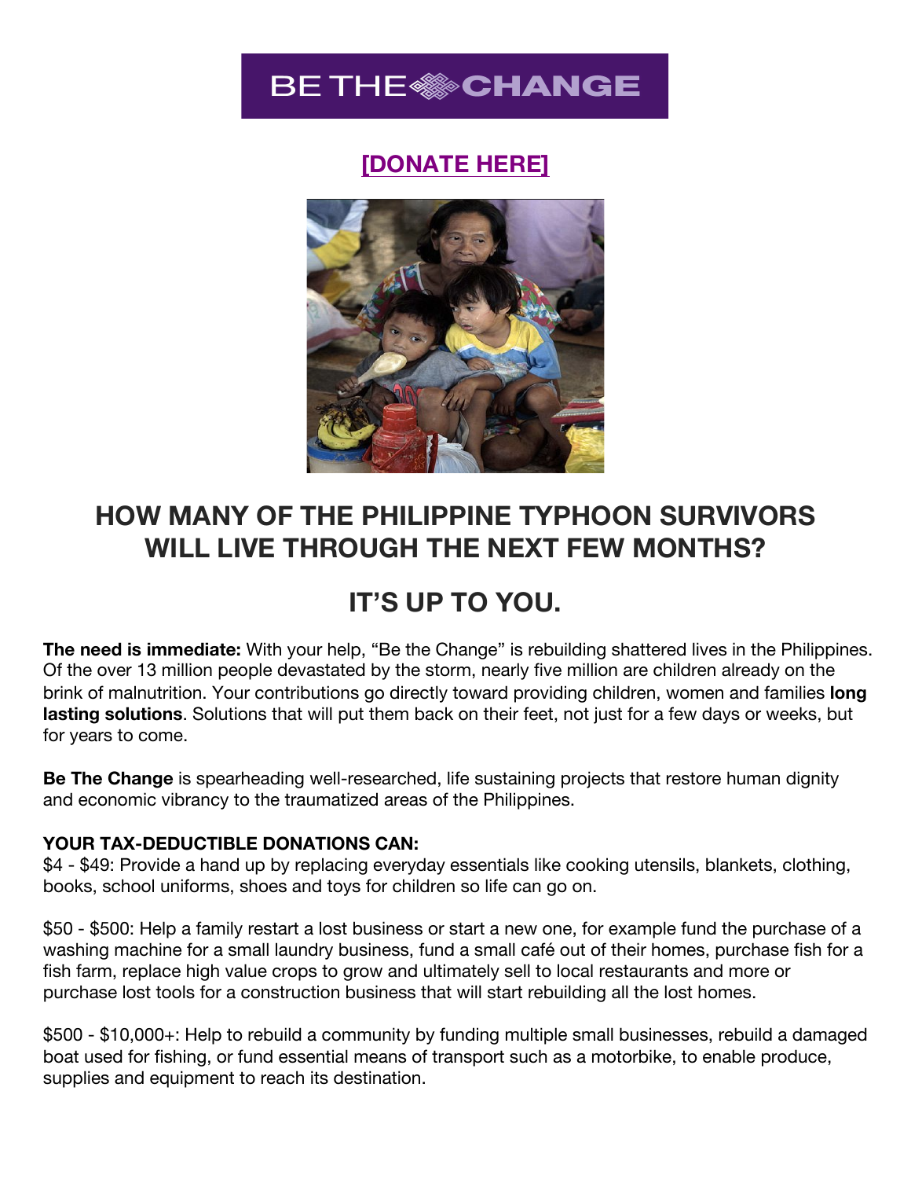# BE THE CHANGE

**[DONATE HERE]**

## HOW MANY OF THE PHILIPPINE TYPHOON SURVIVORS WILL LIVE THROUGH THE NEXT FEW MONTHS?

## IT'S UP TO YOU.

**The need is immediate:** With your help, "Be the Change" is rebuilding shattered lives in the Philippines. Of the over 13 million people devastated by the storm, nearly five million are children already on the brink of malnutrition. Your contributions go directly toward providing children, women and families **long lasting solutions**. Solutions that will put them back on their feet, not just for a few days or weeks, but for years to come.

**Be The Change** is spearheading well-researched, life sustaining projects that restore human dignity and economic vibrancy to the traumatized areas of the Philippines.

**YOUR TAX-DEDUCTIBLE DONATIONS CAN:**

$4 - $49: Provide a hand up by replacing everyday essentials like cooking utensils, blankets, clothing, books, school uniforms, shoes and toys for children so life can go on.

$50 - $500: Help a family restart a lost business or start a new one, for example fund the purchase of a washing machine for a small laundry business, fund a small café out of their homes, purchase fish for a fish farm, replace high value crops to grow and ultimately sell to local restaurants and more or purchase lost tools for a construction business that will start rebuilding all the lost homes.

$500 - $10,000+: Help to rebuild a community by funding multiple small businesses, rebuild a damaged boat used for fishing, or fund essential means of transport such as a motorbike, to enable produce, supplies and equipment to reach its destination.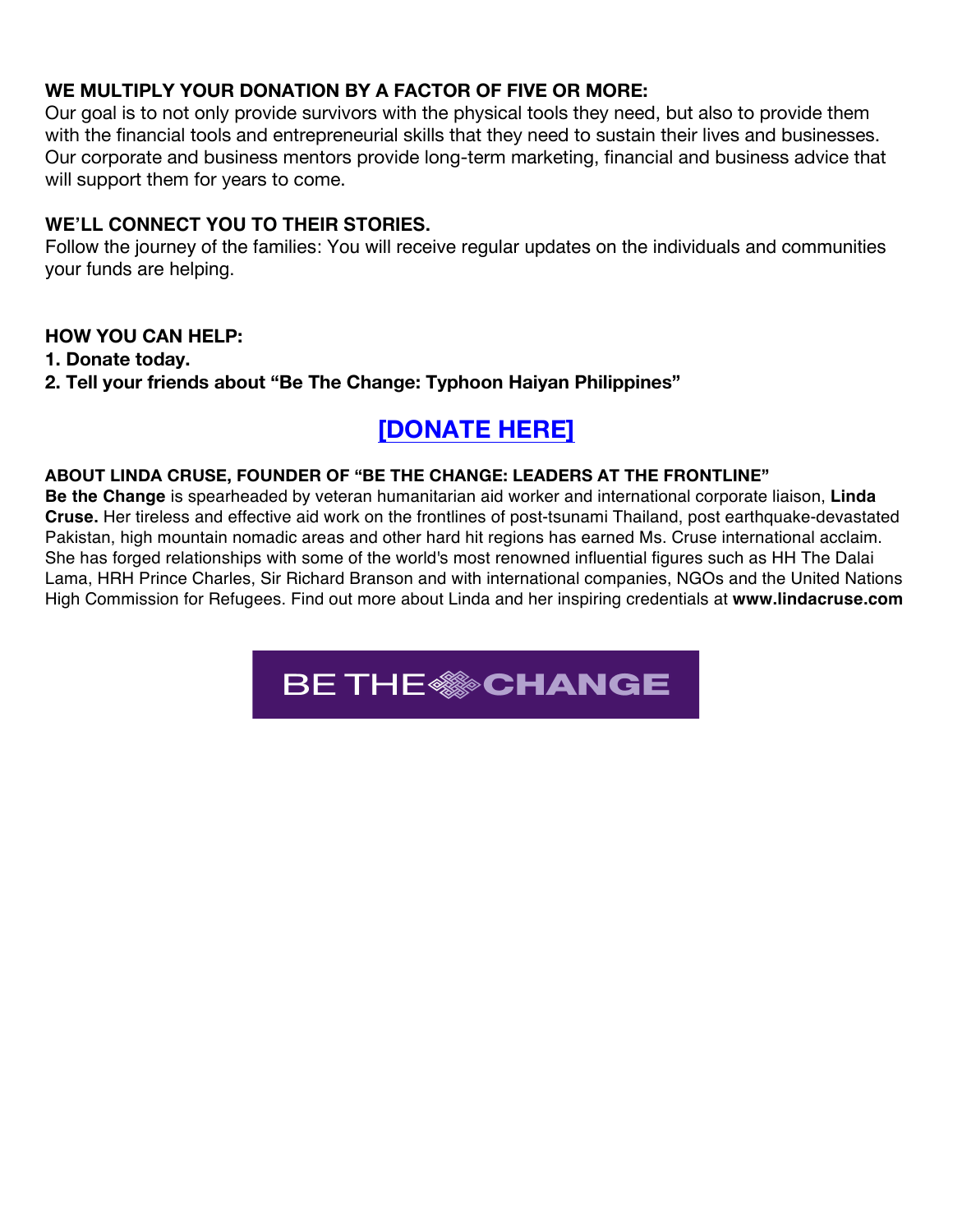**WE MULTIPLY YOUR DONATION BY A FACTOR OF FIVE OR MORE:**
Our goal is to not only provide survivors with the physical tools they need, but also to provide them with the financial tools and entrepreneurial skills that they need to sustain their lives and businesses. Our corporate and business mentors provide long-term marketing, financial and business advice that will support them for years to come.

**WE'LL CONNECT YOU TO THEIR STORIES.**
Follow the journey of the families: You will receive regular updates on the individuals and communities your funds are helping.

**HOW YOU CAN HELP:**

**1. Donate today.**

**2. Tell your friends about "Be The Change: Typhoon Haiyan Philippines"**

## [DONATE HERE]

**ABOUT LINDA CRUSE, FOUNDER OF "BE THE CHANGE: LEADERS AT THE FRONTLINE"**

**Be the Change** is spearheaded by veteran humanitarian aid worker and international corporate liaison, **Linda Cruse.** Her tireless and effective aid work on the frontlines of post-tsunami Thailand, post earthquake-devastated Pakistan, high mountain nomadic areas and other hard hit regions has earned Ms. Cruse international acclaim. She has forged relationships with some of the world's most renowned influential figures such as HH The Dalai Lama, HRH Prince Charles, Sir Richard Branson and with international companies, NGOs and the United Nations High Commission for Refugees. Find out more about Linda and her inspiring credentials at **www.lindacruse.com**

BE THE CHANGE